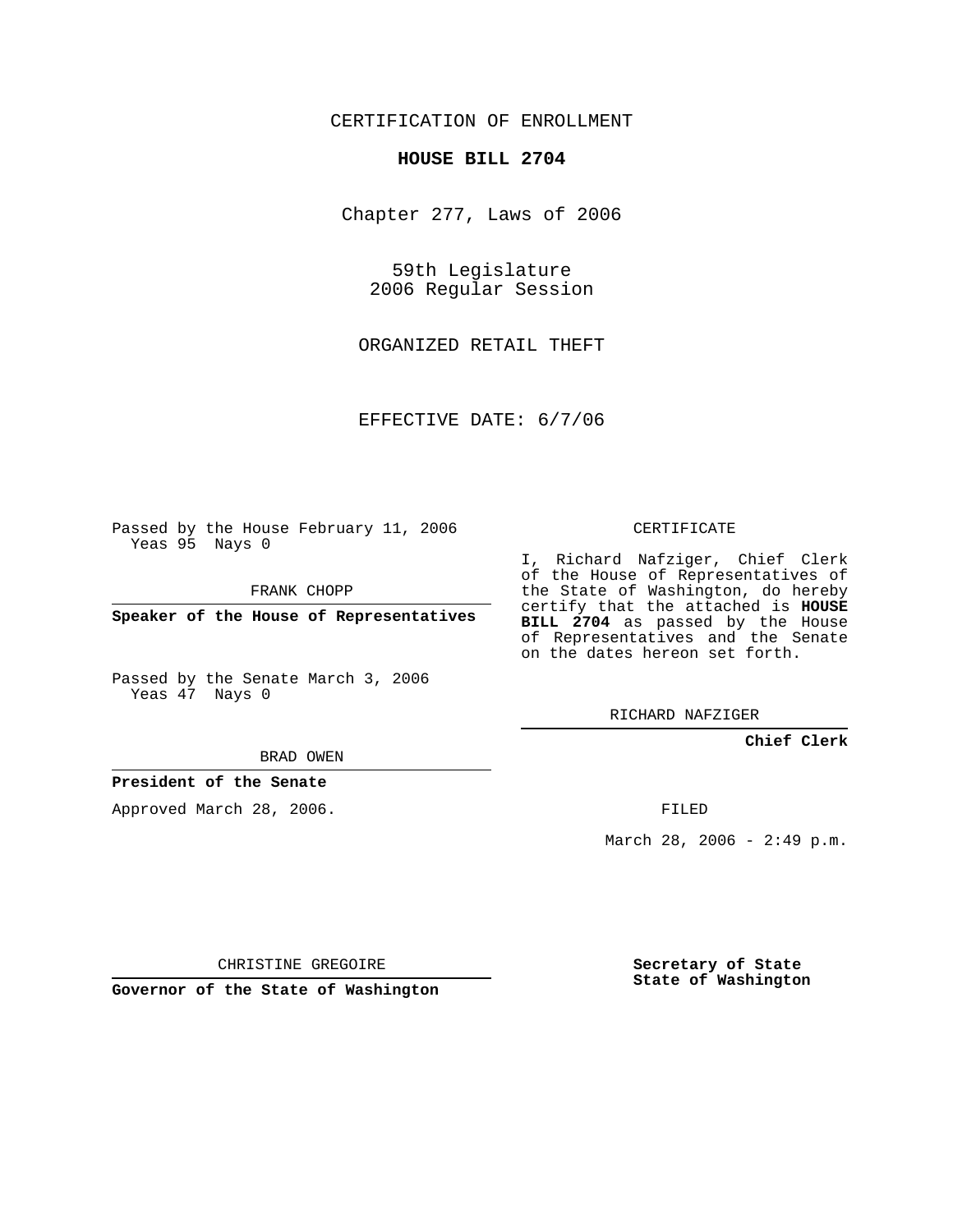CERTIFICATION OF ENROLLMENT

# HOUSE BILL 2704

Chapter 277, Laws of 2006

59th Legislature
2006 Regular Session

ORGANIZED RETAIL THEFT

EFFECTIVE DATE: 6/7/06

Passed by the House February 11, 2006
Yeas 95 Nays 0

FRANK CHOPP

**Speaker of the House of Representatives**

Passed by the Senate March 3, 2006
Yeas 47 Nays 0

BRAD OWEN

**President of the Senate**

Approved March 28, 2006.

CHRISTINE GREGOIRE

**Governor of the State of Washington**

CERTIFICATE

I, Richard Nafziger, Chief Clerk of the House of Representatives of the State of Washington, do hereby certify that the attached is **HOUSE BILL 2704** as passed by the House of Representatives and the Senate on the dates hereon set forth.

RICHARD NAFZIGER

**Chief Clerk**

FILED

March 28, 2006 - 2:49 p.m.

**Secretary of State**
**State of Washington**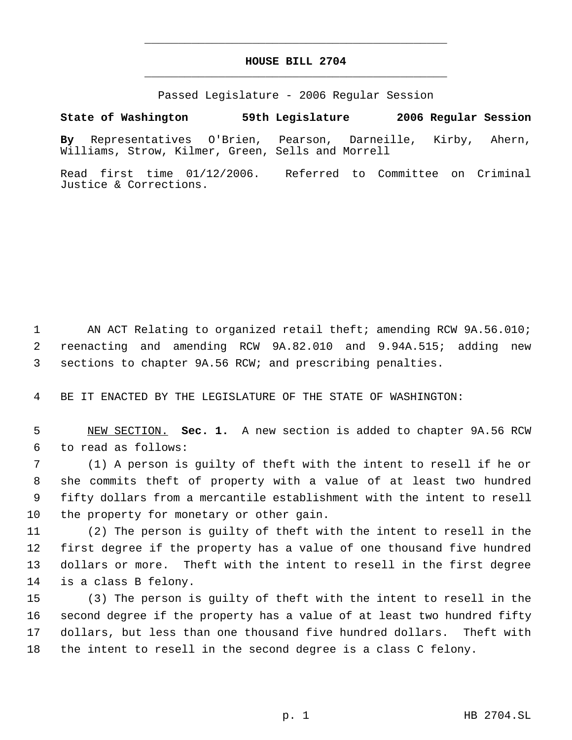# HOUSE BILL 2704

Passed Legislature - 2006 Regular Session

**State of Washington 59th Legislature 2006 Regular Session**

**By** Representatives O'Brien, Pearson, Darneille, Kirby, Ahern, Williams, Strow, Kilmer, Green, Sells and Morrell

Read first time 01/12/2006. Referred to Committee on Criminal Justice & Corrections.

1 AN ACT Relating to organized retail theft; amending RCW 9A.56.010; 2 reenacting and amending RCW 9A.82.010 and 9.94A.515; adding new 3 sections to chapter 9A.56 RCW; and prescribing penalties.

4 BE IT ENACTED BY THE LEGISLATURE OF THE STATE OF WASHINGTON:

5 NEW SECTION. **Sec. 1.** A new section is added to chapter 9A.56 RCW 6 to read as follows:

7 (1) A person is guilty of theft with the intent to resell if he or 8 she commits theft of property with a value of at least two hundred 9 fifty dollars from a mercantile establishment with the intent to resell 10 the property for monetary or other gain.

11 (2) The person is guilty of theft with the intent to resell in the 12 first degree if the property has a value of one thousand five hundred 13 dollars or more. Theft with the intent to resell in the first degree 14 is a class B felony.

15 (3) The person is guilty of theft with the intent to resell in the 16 second degree if the property has a value of at least two hundred fifty 17 dollars, but less than one thousand five hundred dollars. Theft with 18 the intent to resell in the second degree is a class C felony.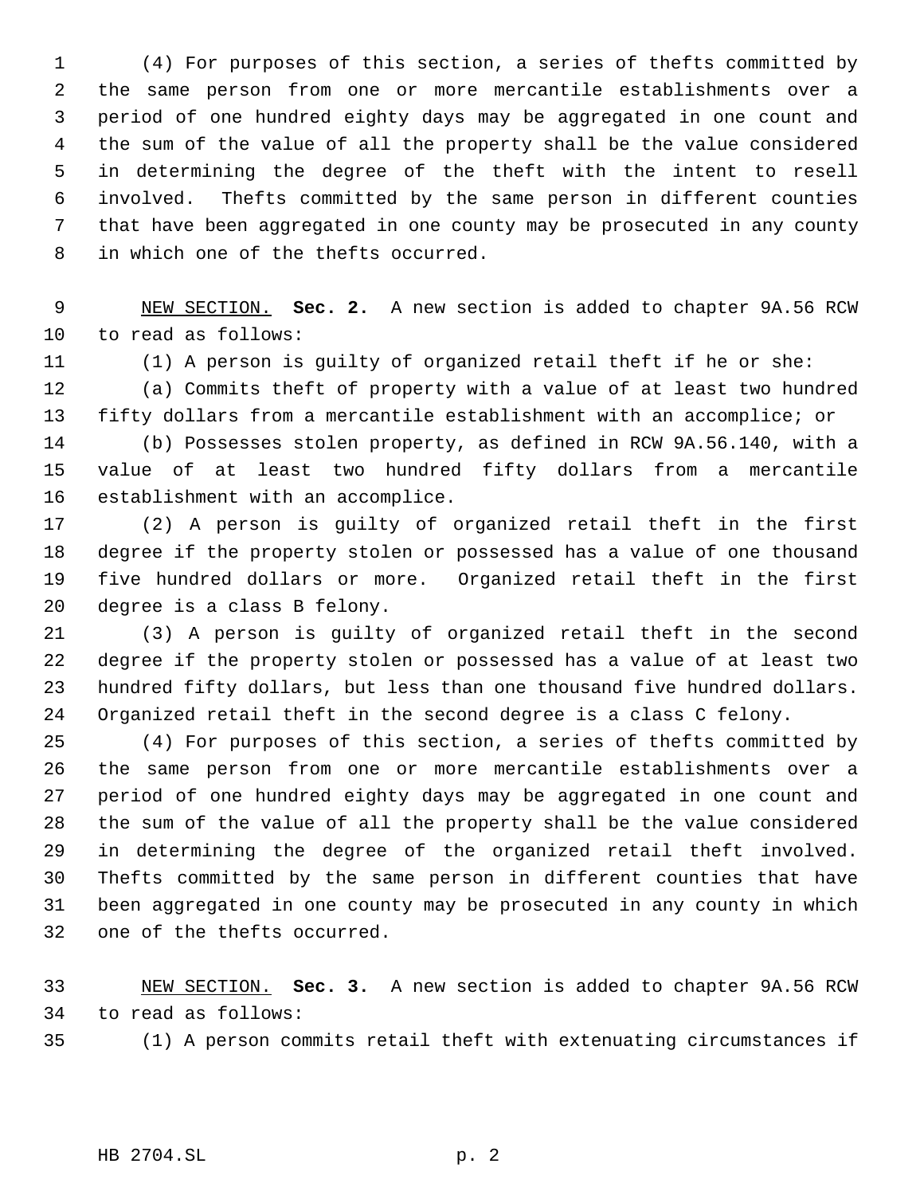(4) For purposes of this section, a series of thefts committed by the same person from one or more mercantile establishments over a period of one hundred eighty days may be aggregated in one count and the sum of the value of all the property shall be the value considered in determining the degree of the theft with the intent to resell involved. Thefts committed by the same person in different counties that have been aggregated in one county may be prosecuted in any county in which one of the thefts occurred.

NEW SECTION. **Sec. 2.** A new section is added to chapter 9A.56 RCW to read as follows:

(1) A person is guilty of organized retail theft if he or she:

(a) Commits theft of property with a value of at least two hundred fifty dollars from a mercantile establishment with an accomplice; or

(b) Possesses stolen property, as defined in RCW 9A.56.140, with a value of at least two hundred fifty dollars from a mercantile establishment with an accomplice.

(2) A person is guilty of organized retail theft in the first degree if the property stolen or possessed has a value of one thousand five hundred dollars or more. Organized retail theft in the first degree is a class B felony.

(3) A person is guilty of organized retail theft in the second degree if the property stolen or possessed has a value of at least two hundred fifty dollars, but less than one thousand five hundred dollars. Organized retail theft in the second degree is a class C felony.

(4) For purposes of this section, a series of thefts committed by the same person from one or more mercantile establishments over a period of one hundred eighty days may be aggregated in one count and the sum of the value of all the property shall be the value considered in determining the degree of the organized retail theft involved. Thefts committed by the same person in different counties that have been aggregated in one county may be prosecuted in any county in which one of the thefts occurred.

NEW SECTION. **Sec. 3.** A new section is added to chapter 9A.56 RCW to read as follows:

(1) A person commits retail theft with extenuating circumstances if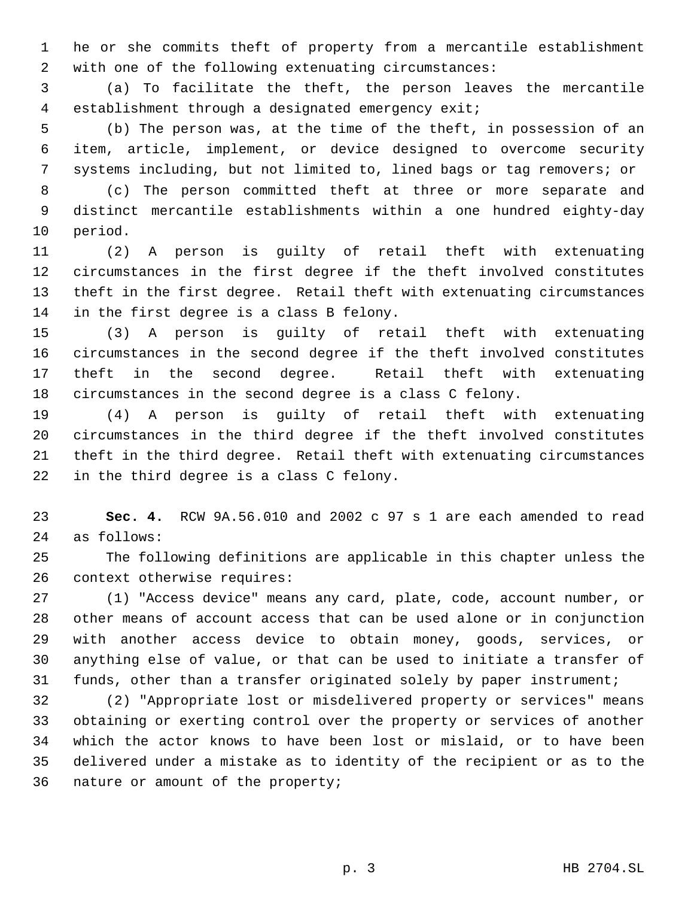he or she commits theft of property from a mercantile establishment with one of the following extenuating circumstances:

(a) To facilitate the theft, the person leaves the mercantile establishment through a designated emergency exit;

(b) The person was, at the time of the theft, in possession of an item, article, implement, or device designed to overcome security systems including, but not limited to, lined bags or tag removers; or

(c) The person committed theft at three or more separate and distinct mercantile establishments within a one hundred eighty-day period.

(2) A person is guilty of retail theft with extenuating circumstances in the first degree if the theft involved constitutes theft in the first degree. Retail theft with extenuating circumstances in the first degree is a class B felony.

(3) A person is guilty of retail theft with extenuating circumstances in the second degree if the theft involved constitutes theft in the second degree. Retail theft with extenuating circumstances in the second degree is a class C felony.

(4) A person is guilty of retail theft with extenuating circumstances in the third degree if the theft involved constitutes theft in the third degree. Retail theft with extenuating circumstances in the third degree is a class C felony.

**Sec. 4.** RCW 9A.56.010 and 2002 c 97 s 1 are each amended to read as follows:

The following definitions are applicable in this chapter unless the context otherwise requires:

(1) "Access device" means any card, plate, code, account number, or other means of account access that can be used alone or in conjunction with another access device to obtain money, goods, services, or anything else of value, or that can be used to initiate a transfer of funds, other than a transfer originated solely by paper instrument;

(2) "Appropriate lost or misdelivered property or services" means obtaining or exerting control over the property or services of another which the actor knows to have been lost or mislaid, or to have been delivered under a mistake as to identity of the recipient or as to the nature or amount of the property;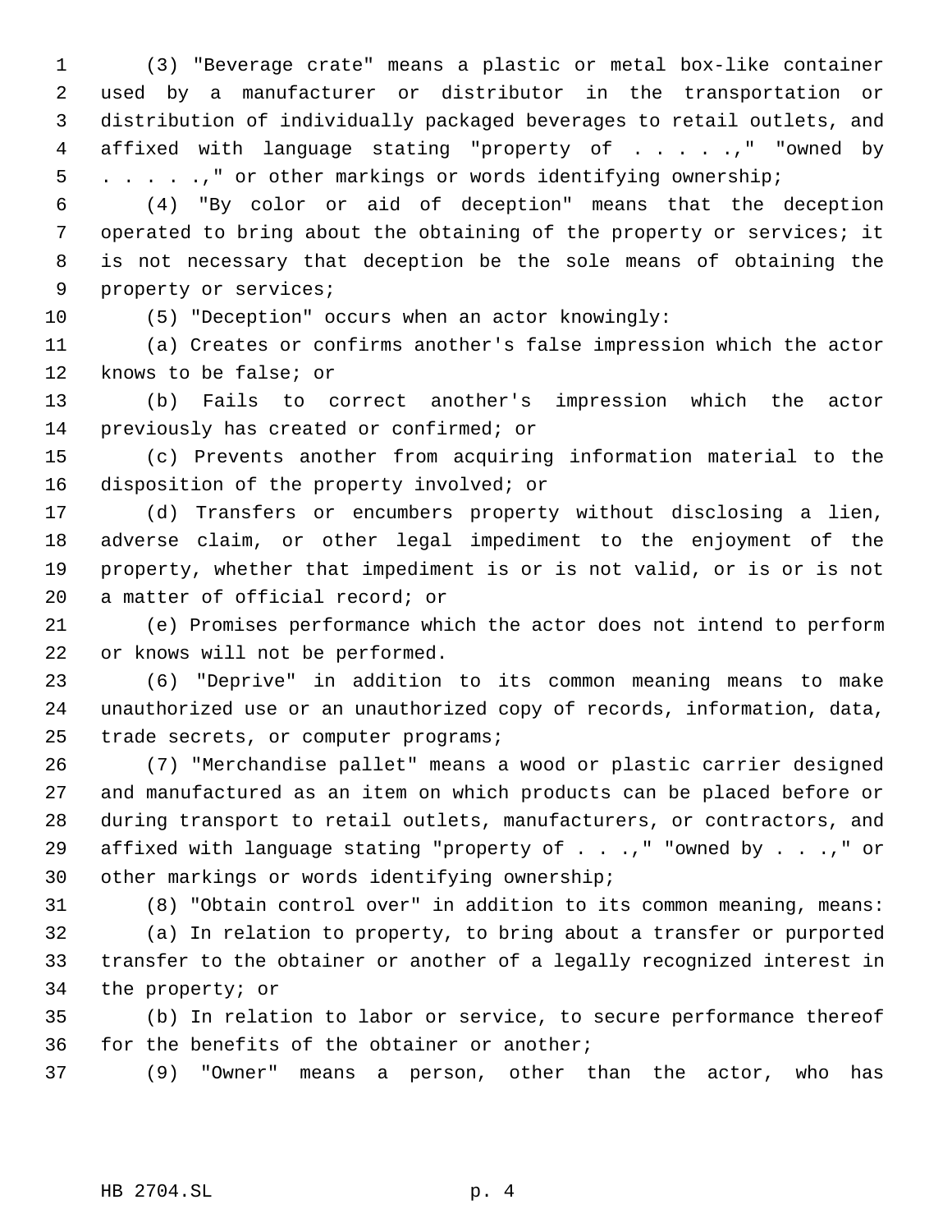(3) "Beverage crate" means a plastic or metal box-like container used by a manufacturer or distributor in the transportation or distribution of individually packaged beverages to retail outlets, and affixed with language stating "property of . . . . .," "owned by . . . . .," or other markings or words identifying ownership;

(4) "By color or aid of deception" means that the deception operated to bring about the obtaining of the property or services; it is not necessary that deception be the sole means of obtaining the property or services;

(5) "Deception" occurs when an actor knowingly:

(a) Creates or confirms another's false impression which the actor knows to be false; or

(b) Fails to correct another's impression which the actor previously has created or confirmed; or

(c) Prevents another from acquiring information material to the disposition of the property involved; or

(d) Transfers or encumbers property without disclosing a lien, adverse claim, or other legal impediment to the enjoyment of the property, whether that impediment is or is not valid, or is or is not a matter of official record; or

(e) Promises performance which the actor does not intend to perform or knows will not be performed.

(6) "Deprive" in addition to its common meaning means to make unauthorized use or an unauthorized copy of records, information, data, trade secrets, or computer programs;

(7) "Merchandise pallet" means a wood or plastic carrier designed and manufactured as an item on which products can be placed before or during transport to retail outlets, manufacturers, or contractors, and affixed with language stating "property of . . .," "owned by . . .," or other markings or words identifying ownership;

(8) "Obtain control over" in addition to its common meaning, means:

(a) In relation to property, to bring about a transfer or purported transfer to the obtainer or another of a legally recognized interest in the property; or

(b) In relation to labor or service, to secure performance thereof for the benefits of the obtainer or another;

(9) "Owner" means a person, other than the actor, who has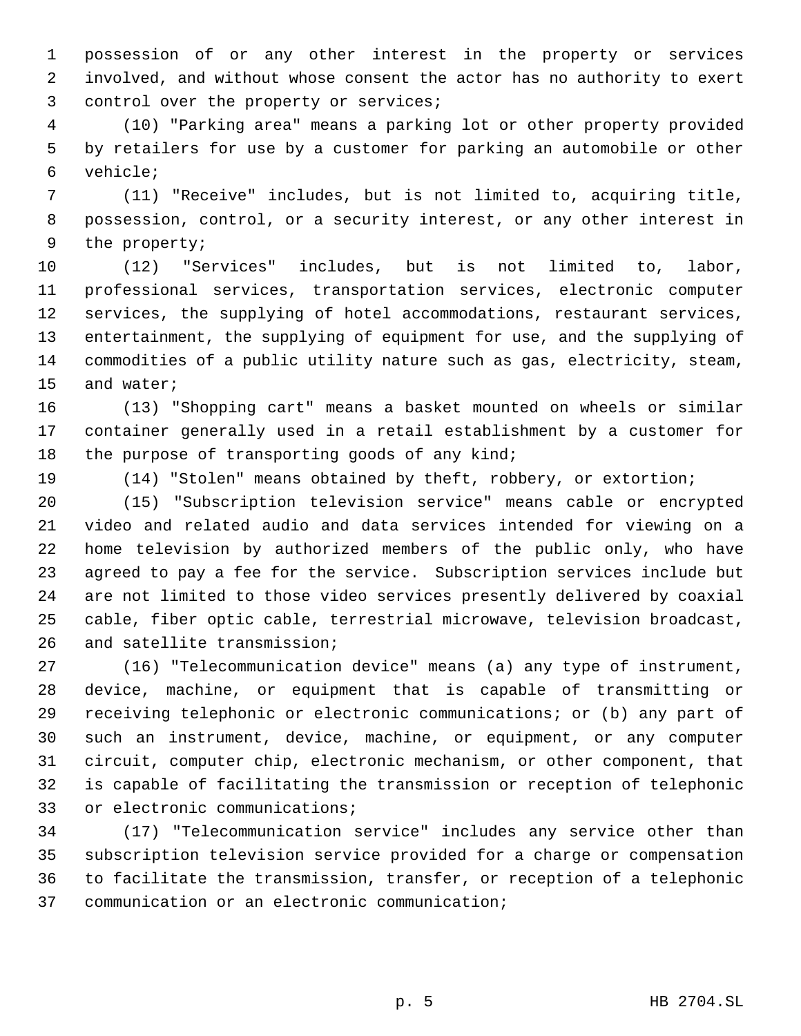possession of or any other interest in the property or services involved, and without whose consent the actor has no authority to exert control over the property or services;

(10) "Parking area" means a parking lot or other property provided by retailers for use by a customer for parking an automobile or other vehicle;

(11) "Receive" includes, but is not limited to, acquiring title, possession, control, or a security interest, or any other interest in the property;

(12) "Services" includes, but is not limited to, labor, professional services, transportation services, electronic computer services, the supplying of hotel accommodations, restaurant services, entertainment, the supplying of equipment for use, and the supplying of commodities of a public utility nature such as gas, electricity, steam, and water;

(13) "Shopping cart" means a basket mounted on wheels or similar container generally used in a retail establishment by a customer for the purpose of transporting goods of any kind;

(14) "Stolen" means obtained by theft, robbery, or extortion;

(15) "Subscription television service" means cable or encrypted video and related audio and data services intended for viewing on a home television by authorized members of the public only, who have agreed to pay a fee for the service. Subscription services include but are not limited to those video services presently delivered by coaxial cable, fiber optic cable, terrestrial microwave, television broadcast, and satellite transmission;

(16) "Telecommunication device" means (a) any type of instrument, device, machine, or equipment that is capable of transmitting or receiving telephonic or electronic communications; or (b) any part of such an instrument, device, machine, or equipment, or any computer circuit, computer chip, electronic mechanism, or other component, that is capable of facilitating the transmission or reception of telephonic or electronic communications;

(17) "Telecommunication service" includes any service other than subscription television service provided for a charge or compensation to facilitate the transmission, transfer, or reception of a telephonic communication or an electronic communication;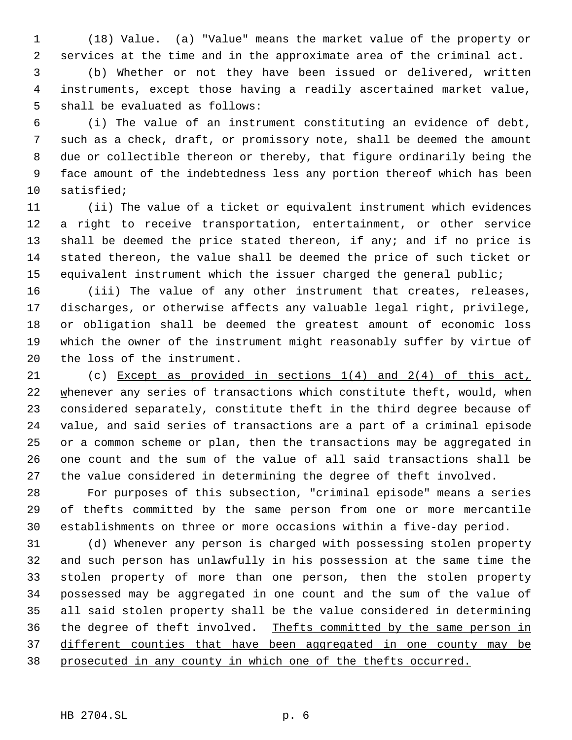(18) Value. (a) "Value" means the market value of the property or services at the time and in the approximate area of the criminal act.

(b) Whether or not they have been issued or delivered, written instruments, except those having a readily ascertained market value, shall be evaluated as follows:

(i) The value of an instrument constituting an evidence of debt, such as a check, draft, or promissory note, shall be deemed the amount due or collectible thereon or thereby, that figure ordinarily being the face amount of the indebtedness less any portion thereof which has been satisfied;

(ii) The value of a ticket or equivalent instrument which evidences a right to receive transportation, entertainment, or other service shall be deemed the price stated thereon, if any; and if no price is stated thereon, the value shall be deemed the price of such ticket or equivalent instrument which the issuer charged the general public;

(iii) The value of any other instrument that creates, releases, discharges, or otherwise affects any valuable legal right, privilege, or obligation shall be deemed the greatest amount of economic loss which the owner of the instrument might reasonably suffer by virtue of the loss of the instrument.

(c) Except as provided in sections 1(4) and 2(4) of this act, whenever any series of transactions which constitute theft, would, when considered separately, constitute theft in the third degree because of value, and said series of transactions are a part of a criminal episode or a common scheme or plan, then the transactions may be aggregated in one count and the sum of the value of all said transactions shall be the value considered in determining the degree of theft involved.

For purposes of this subsection, "criminal episode" means a series of thefts committed by the same person from one or more mercantile establishments on three or more occasions within a five-day period.

(d) Whenever any person is charged with possessing stolen property and such person has unlawfully in his possession at the same time the stolen property of more than one person, then the stolen property possessed may be aggregated in one count and the sum of the value of all said stolen property shall be the value considered in determining the degree of theft involved. Thefts committed by the same person in different counties that have been aggregated in one county may be prosecuted in any county in which one of the thefts occurred.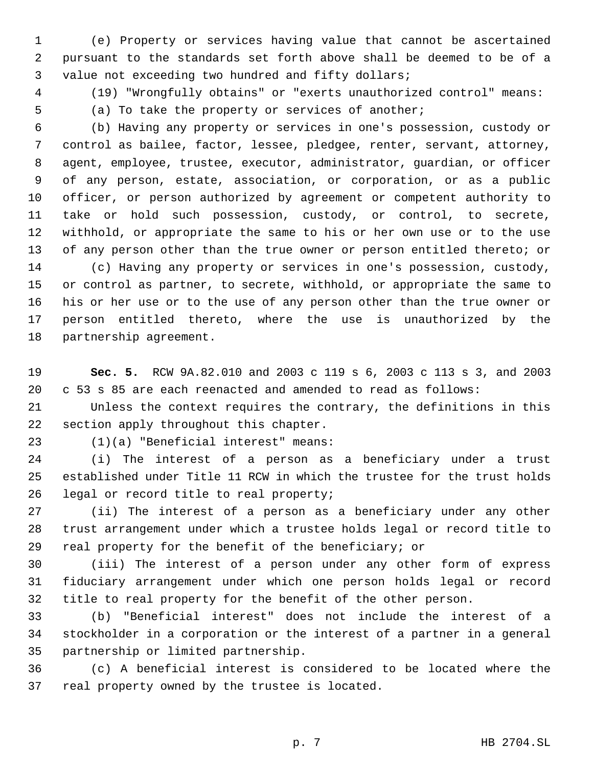(e) Property or services having value that cannot be ascertained pursuant to the standards set forth above shall be deemed to be of a value not exceeding two hundred and fifty dollars;

(19) "Wrongfully obtains" or "exerts unauthorized control" means:

(a) To take the property or services of another;

(b) Having any property or services in one's possession, custody or control as bailee, factor, lessee, pledgee, renter, servant, attorney, agent, employee, trustee, executor, administrator, guardian, or officer of any person, estate, association, or corporation, or as a public officer, or person authorized by agreement or competent authority to take or hold such possession, custody, or control, to secrete, withhold, or appropriate the same to his or her own use or to the use of any person other than the true owner or person entitled thereto; or

(c) Having any property or services in one's possession, custody, or control as partner, to secrete, withhold, or appropriate the same to his or her use or to the use of any person other than the true owner or person entitled thereto, where the use is unauthorized by the partnership agreement.

**Sec. 5.** RCW 9A.82.010 and 2003 c 119 s 6, 2003 c 113 s 3, and 2003 c 53 s 85 are each reenacted and amended to read as follows:

Unless the context requires the contrary, the definitions in this section apply throughout this chapter.

(1)(a) "Beneficial interest" means:

(i) The interest of a person as a beneficiary under a trust established under Title 11 RCW in which the trustee for the trust holds legal or record title to real property;

(ii) The interest of a person as a beneficiary under any other trust arrangement under which a trustee holds legal or record title to real property for the benefit of the beneficiary; or

(iii) The interest of a person under any other form of express fiduciary arrangement under which one person holds legal or record title to real property for the benefit of the other person.

(b) "Beneficial interest" does not include the interest of a stockholder in a corporation or the interest of a partner in a general partnership or limited partnership.

(c) A beneficial interest is considered to be located where the real property owned by the trustee is located.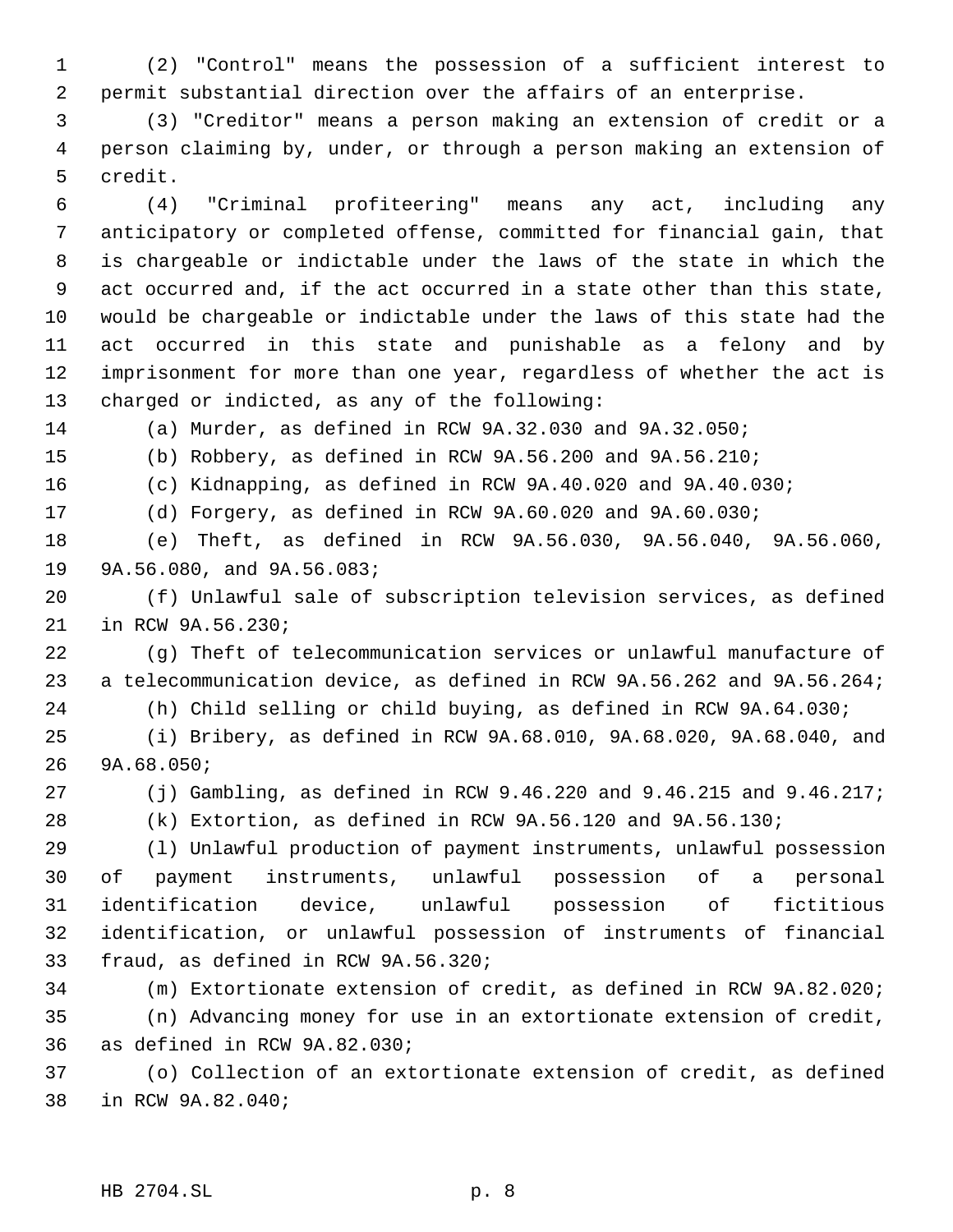(2) "Control" means the possession of a sufficient interest to permit substantial direction over the affairs of an enterprise.

(3) "Creditor" means a person making an extension of credit or a person claiming by, under, or through a person making an extension of credit.

(4) "Criminal profiteering" means any act, including any anticipatory or completed offense, committed for financial gain, that is chargeable or indictable under the laws of the state in which the act occurred and, if the act occurred in a state other than this state, would be chargeable or indictable under the laws of this state had the act occurred in this state and punishable as a felony and by imprisonment for more than one year, regardless of whether the act is charged or indicted, as any of the following:

(a) Murder, as defined in RCW 9A.32.030 and 9A.32.050;

(b) Robbery, as defined in RCW 9A.56.200 and 9A.56.210;

(c) Kidnapping, as defined in RCW 9A.40.020 and 9A.40.030;

(d) Forgery, as defined in RCW 9A.60.020 and 9A.60.030;

(e) Theft, as defined in RCW 9A.56.030, 9A.56.040, 9A.56.060, 9A.56.080, and 9A.56.083;

(f) Unlawful sale of subscription television services, as defined in RCW 9A.56.230;

(g) Theft of telecommunication services or unlawful manufacture of a telecommunication device, as defined in RCW 9A.56.262 and 9A.56.264;

(h) Child selling or child buying, as defined in RCW 9A.64.030;

(i) Bribery, as defined in RCW 9A.68.010, 9A.68.020, 9A.68.040, and 9A.68.050;

(j) Gambling, as defined in RCW 9.46.220 and 9.46.215 and 9.46.217;

(k) Extortion, as defined in RCW 9A.56.120 and 9A.56.130;

(l) Unlawful production of payment instruments, unlawful possession of payment instruments, unlawful possession of a personal identification device, unlawful possession of fictitious identification, or unlawful possession of instruments of financial fraud, as defined in RCW 9A.56.320;

(m) Extortionate extension of credit, as defined in RCW 9A.82.020;

(n) Advancing money for use in an extortionate extension of credit, as defined in RCW 9A.82.030;

(o) Collection of an extortionate extension of credit, as defined in RCW 9A.82.040;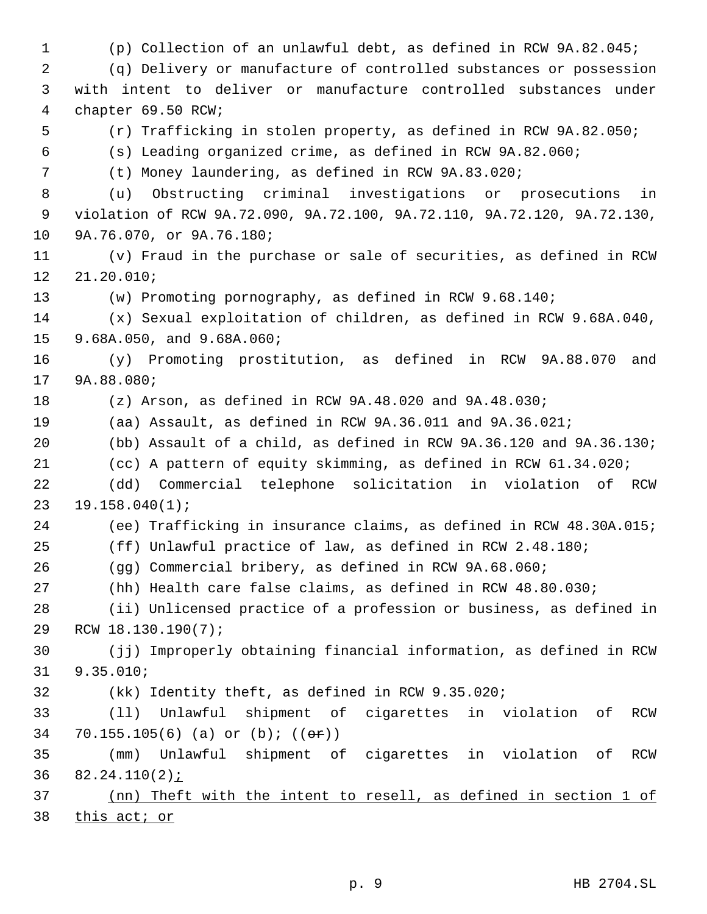(p) Collection of an unlawful debt, as defined in RCW 9A.82.045;

(q) Delivery or manufacture of controlled substances or possession with intent to deliver or manufacture controlled substances under chapter 69.50 RCW;

(r) Trafficking in stolen property, as defined in RCW 9A.82.050;

(s) Leading organized crime, as defined in RCW 9A.82.060;

(t) Money laundering, as defined in RCW 9A.83.020;

(u) Obstructing criminal investigations or prosecutions in violation of RCW 9A.72.090, 9A.72.100, 9A.72.110, 9A.72.120, 9A.72.130, 9A.76.070, or 9A.76.180;

(v) Fraud in the purchase or sale of securities, as defined in RCW 21.20.010;

(w) Promoting pornography, as defined in RCW 9.68.140;

(x) Sexual exploitation of children, as defined in RCW 9.68A.040, 9.68A.050, and 9.68A.060;

(y) Promoting prostitution, as defined in RCW 9A.88.070 and 9A.88.080;

(z) Arson, as defined in RCW 9A.48.020 and 9A.48.030;

(aa) Assault, as defined in RCW 9A.36.011 and 9A.36.021;

(bb) Assault of a child, as defined in RCW 9A.36.120 and 9A.36.130;

(cc) A pattern of equity skimming, as defined in RCW 61.34.020;

(dd) Commercial telephone solicitation in violation of RCW 19.158.040(1);

(ee) Trafficking in insurance claims, as defined in RCW 48.30A.015;

(ff) Unlawful practice of law, as defined in RCW 2.48.180;

(gg) Commercial bribery, as defined in RCW 9A.68.060;

(hh) Health care false claims, as defined in RCW 48.80.030;

(ii) Unlicensed practice of a profession or business, as defined in RCW 18.130.190(7);

(jj) Improperly obtaining financial information, as defined in RCW 9.35.010;

(kk) Identity theft, as defined in RCW 9.35.020;

(ll) Unlawful shipment of cigarettes in violation of RCW 70.155.105(6) (a) or (b); ((~~or~~))

(mm) Unlawful shipment of cigarettes in violation of RCW 82.24.110(2)<u>;</u>

<u>(nn) Theft with the intent to resell, as defined in section 1 of this act; or</u>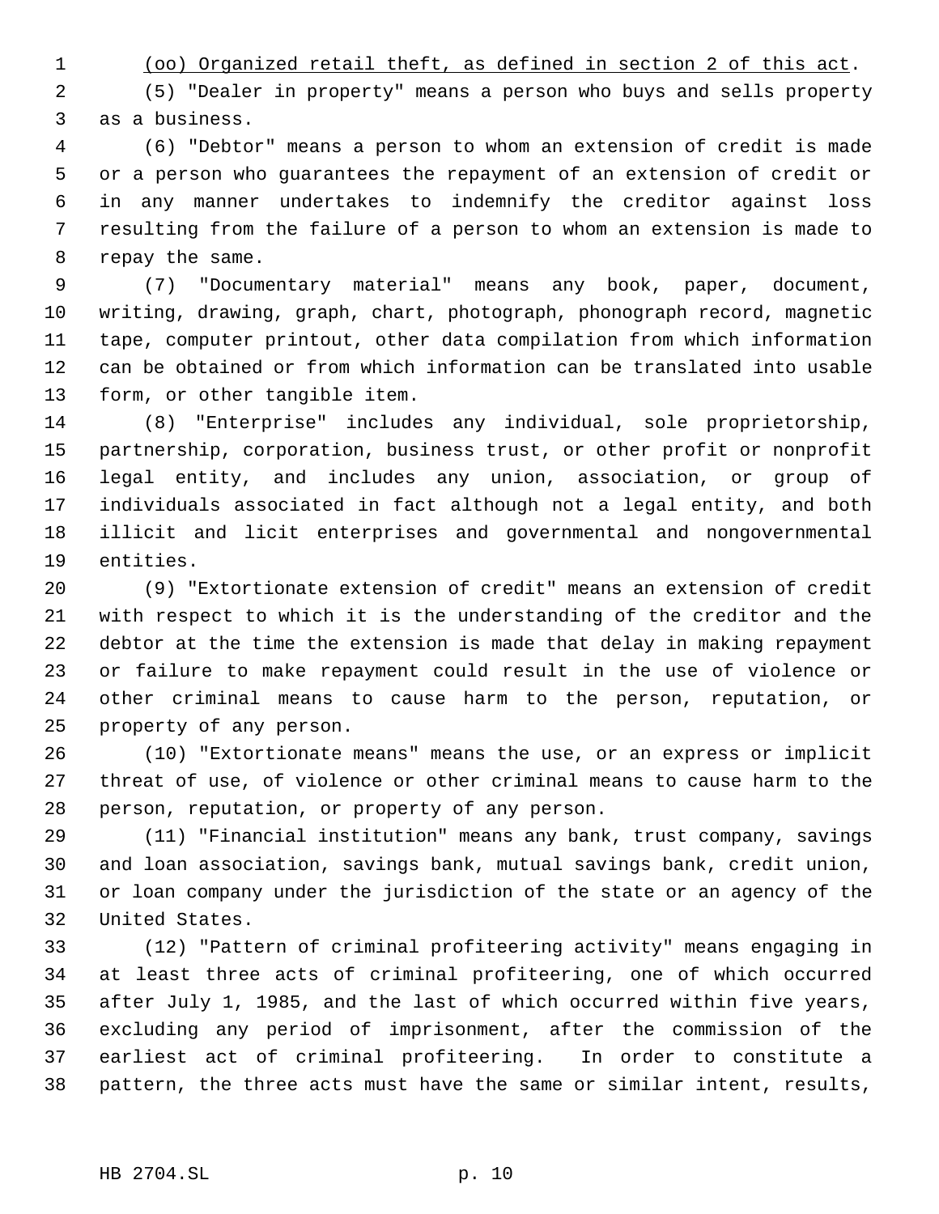<u>(oo) Organized retail theft, as defined in section 2 of this act</u>.

(5) "Dealer in property" means a person who buys and sells property as a business.

(6) "Debtor" means a person to whom an extension of credit is made or a person who guarantees the repayment of an extension of credit or in any manner undertakes to indemnify the creditor against loss resulting from the failure of a person to whom an extension is made to repay the same.

(7) "Documentary material" means any book, paper, document, writing, drawing, graph, chart, photograph, phonograph record, magnetic tape, computer printout, other data compilation from which information can be obtained or from which information can be translated into usable form, or other tangible item.

(8) "Enterprise" includes any individual, sole proprietorship, partnership, corporation, business trust, or other profit or nonprofit legal entity, and includes any union, association, or group of individuals associated in fact although not a legal entity, and both illicit and licit enterprises and governmental and nongovernmental entities.

(9) "Extortionate extension of credit" means an extension of credit with respect to which it is the understanding of the creditor and the debtor at the time the extension is made that delay in making repayment or failure to make repayment could result in the use of violence or other criminal means to cause harm to the person, reputation, or property of any person.

(10) "Extortionate means" means the use, or an express or implicit threat of use, of violence or other criminal means to cause harm to the person, reputation, or property of any person.

(11) "Financial institution" means any bank, trust company, savings and loan association, savings bank, mutual savings bank, credit union, or loan company under the jurisdiction of the state or an agency of the United States.

(12) "Pattern of criminal profiteering activity" means engaging in at least three acts of criminal profiteering, one of which occurred after July 1, 1985, and the last of which occurred within five years, excluding any period of imprisonment, after the commission of the earliest act of criminal profiteering. In order to constitute a pattern, the three acts must have the same or similar intent, results,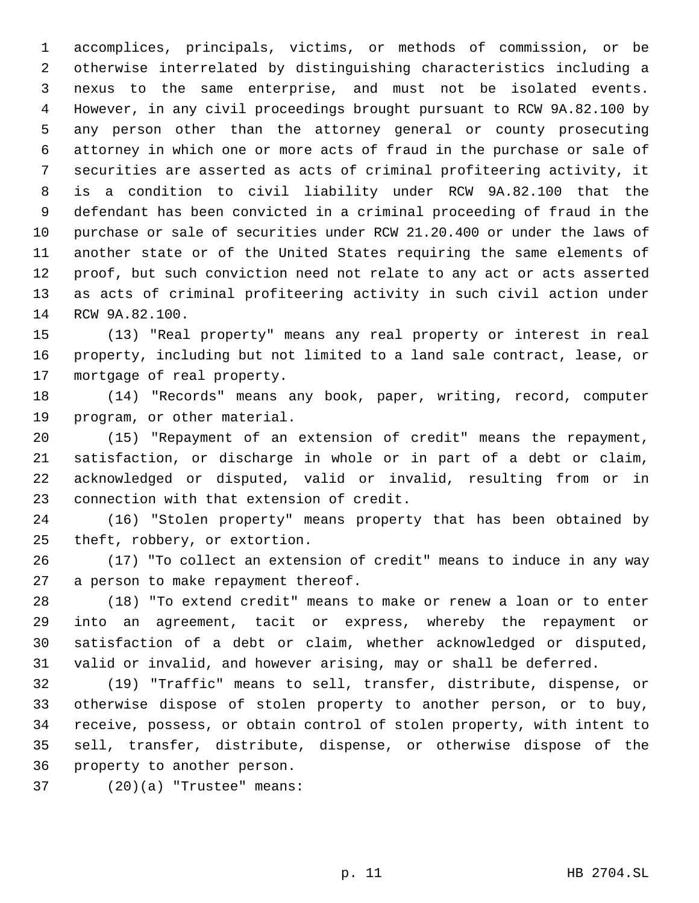accomplices, principals, victims, or methods of commission, or be otherwise interrelated by distinguishing characteristics including a nexus to the same enterprise, and must not be isolated events. However, in any civil proceedings brought pursuant to RCW 9A.82.100 by any person other than the attorney general or county prosecuting attorney in which one or more acts of fraud in the purchase or sale of securities are asserted as acts of criminal profiteering activity, it is a condition to civil liability under RCW 9A.82.100 that the defendant has been convicted in a criminal proceeding of fraud in the purchase or sale of securities under RCW 21.20.400 or under the laws of another state or of the United States requiring the same elements of proof, but such conviction need not relate to any act or acts asserted as acts of criminal profiteering activity in such civil action under RCW 9A.82.100.

(13) "Real property" means any real property or interest in real property, including but not limited to a land sale contract, lease, or mortgage of real property.

(14) "Records" means any book, paper, writing, record, computer program, or other material.

(15) "Repayment of an extension of credit" means the repayment, satisfaction, or discharge in whole or in part of a debt or claim, acknowledged or disputed, valid or invalid, resulting from or in connection with that extension of credit.

(16) "Stolen property" means property that has been obtained by theft, robbery, or extortion.

(17) "To collect an extension of credit" means to induce in any way a person to make repayment thereof.

(18) "To extend credit" means to make or renew a loan or to enter into an agreement, tacit or express, whereby the repayment or satisfaction of a debt or claim, whether acknowledged or disputed, valid or invalid, and however arising, may or shall be deferred.

(19) "Traffic" means to sell, transfer, distribute, dispense, or otherwise dispose of stolen property to another person, or to buy, receive, possess, or obtain control of stolen property, with intent to sell, transfer, distribute, dispense, or otherwise dispose of the property to another person.

(20)(a) "Trustee" means: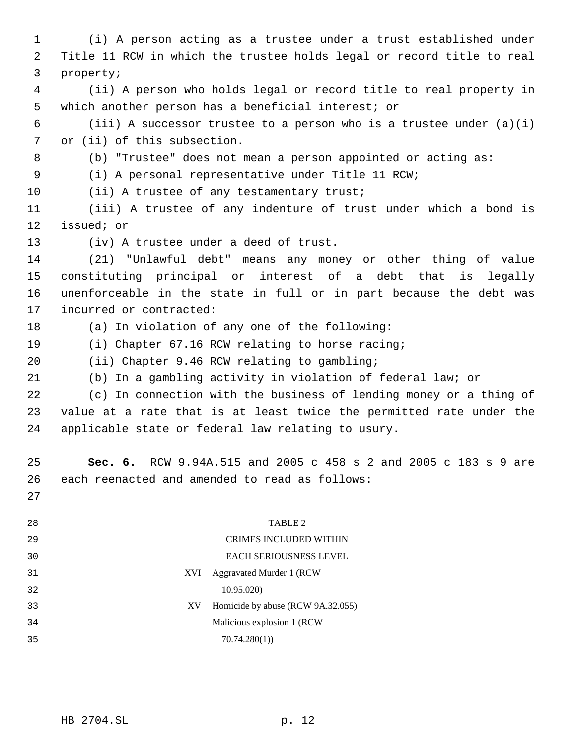(i) A person acting as a trustee under a trust established under Title 11 RCW in which the trustee holds legal or record title to real property;

(ii) A person who holds legal or record title to real property in which another person has a beneficial interest; or

(iii) A successor trustee to a person who is a trustee under (a)(i) or (ii) of this subsection.

(b) "Trustee" does not mean a person appointed or acting as:

(i) A personal representative under Title 11 RCW;

(ii) A trustee of any testamentary trust;

(iii) A trustee of any indenture of trust under which a bond is issued; or

(iv) A trustee under a deed of trust.

(21) "Unlawful debt" means any money or other thing of value constituting principal or interest of a debt that is legally unenforceable in the state in full or in part because the debt was incurred or contracted:

(a) In violation of any one of the following:

(i) Chapter 67.16 RCW relating to horse racing;

(ii) Chapter 9.46 RCW relating to gambling;

(b) In a gambling activity in violation of federal law; or

(c) In connection with the business of lending money or a thing of value at a rate that is at least twice the permitted rate under the applicable state or federal law relating to usury.

**Sec. 6.** RCW 9.94A.515 and 2005 c 458 s 2 and 2005 c 183 s 9 are each reenacted and amended to read as follows:

TABLE 2

CRIMES INCLUDED WITHIN EACH SERIOUSNESS LEVEL

| | |
|---|---|
| XVI | Aggravated Murder 1 (RCW 10.95.020) |
| XV | Homicide by abuse (RCW 9A.32.055) |
| | Malicious explosion 1 (RCW 70.74.280(1)) |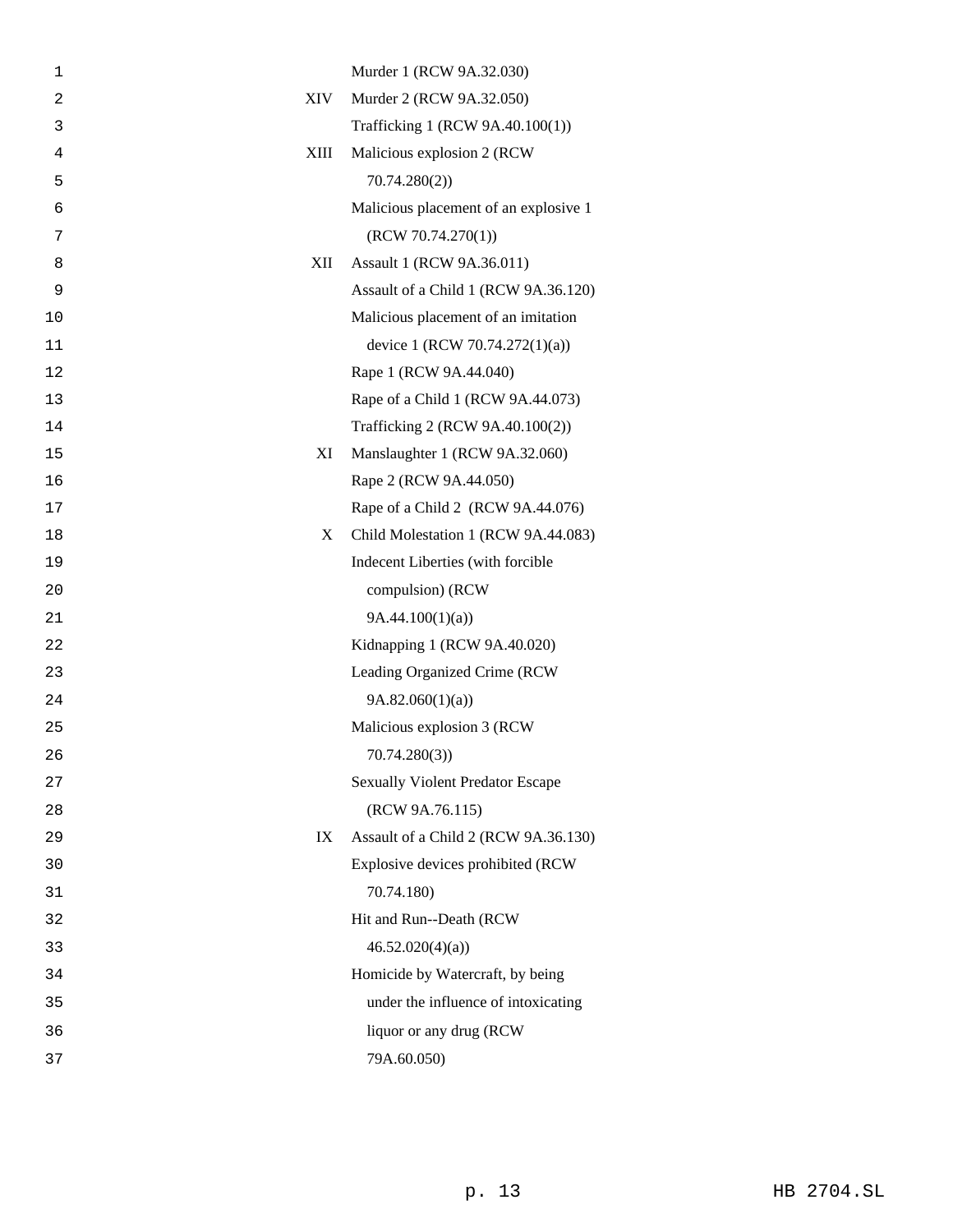| | |
|---|---|
| | Murder 1 (RCW 9A.32.030) |
| XIV | Murder 2 (RCW 9A.32.050) |
| | Trafficking 1 (RCW 9A.40.100(1)) |
| XIII | Malicious explosion 2 (RCW 70.74.280(2)) |
| | Malicious placement of an explosive 1 (RCW 70.74.270(1)) |
| XII | Assault 1 (RCW 9A.36.011) |
| | Assault of a Child 1 (RCW 9A.36.120) |
| | Malicious placement of an imitation device 1 (RCW 70.74.272(1)(a)) |
| | Rape 1 (RCW 9A.44.040) |
| | Rape of a Child 1 (RCW 9A.44.073) |
| | Trafficking 2 (RCW 9A.40.100(2)) |
| XI | Manslaughter 1 (RCW 9A.32.060) |
| | Rape 2 (RCW 9A.44.050) |
| | Rape of a Child 2 (RCW 9A.44.076) |
| X | Child Molestation 1 (RCW 9A.44.083) |
| | Indecent Liberties (with forcible compulsion) (RCW 9A.44.100(1)(a)) |
| | Kidnapping 1 (RCW 9A.40.020) |
| | Leading Organized Crime (RCW 9A.82.060(1)(a)) |
| | Malicious explosion 3 (RCW 70.74.280(3)) |
| | Sexually Violent Predator Escape (RCW 9A.76.115) |
| IX | Assault of a Child 2 (RCW 9A.36.130) |
| | Explosive devices prohibited (RCW 70.74.180) |
| | Hit and Run--Death (RCW 46.52.020(4)(a)) |
| | Homicide by Watercraft, by being under the influence of intoxicating liquor or any drug (RCW 79A.60.050) |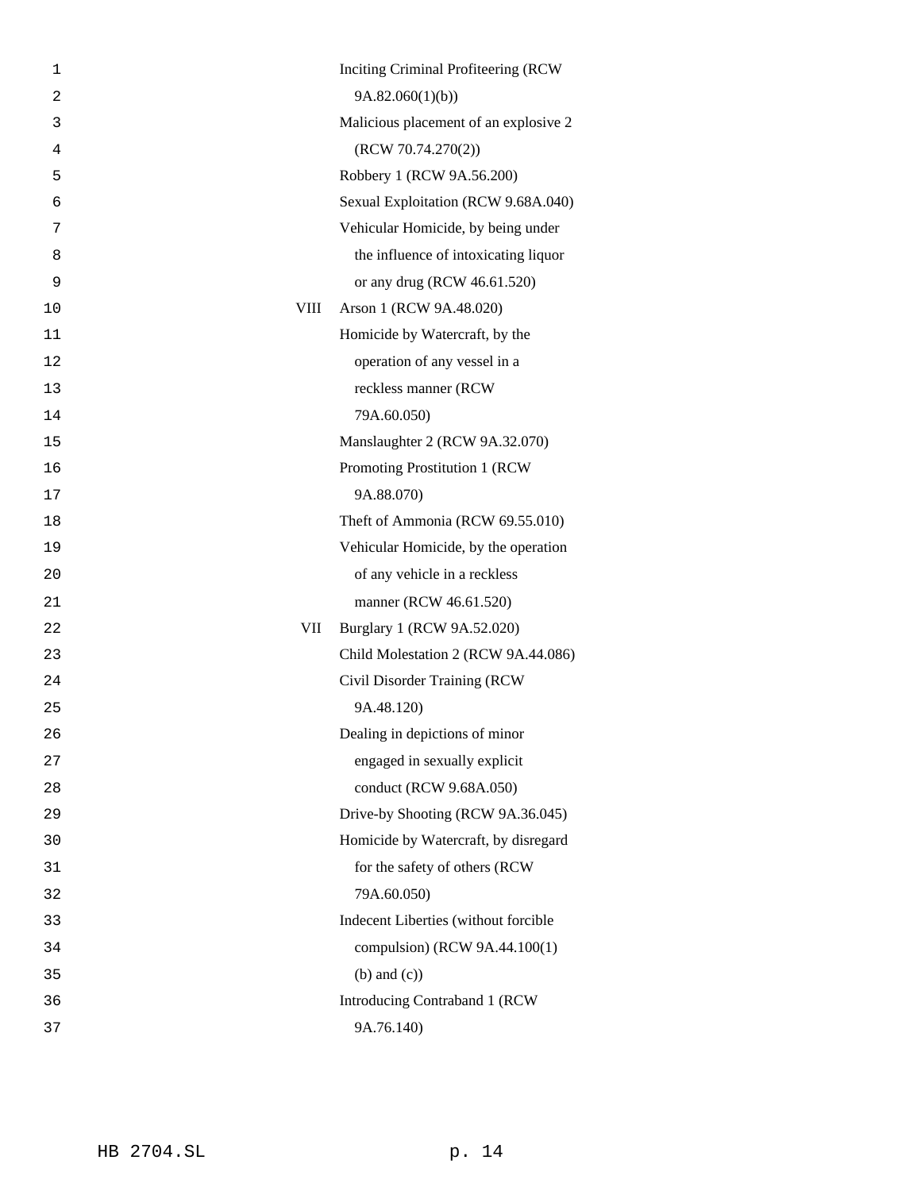| | |
|---|---|
| | Inciting Criminal Profiteering (RCW 9A.82.060(1)(b)) |
| | Malicious placement of an explosive 2 (RCW 70.74.270(2)) |
| | Robbery 1 (RCW 9A.56.200) |
| | Sexual Exploitation (RCW 9.68A.040) |
| | Vehicular Homicide, by being under the influence of intoxicating liquor or any drug (RCW 46.61.520) |
| VIII | Arson 1 (RCW 9A.48.020) |
| | Homicide by Watercraft, by the operation of any vessel in a reckless manner (RCW 79A.60.050) |
| | Manslaughter 2 (RCW 9A.32.070) |
| | Promoting Prostitution 1 (RCW 9A.88.070) |
| | Theft of Ammonia (RCW 69.55.010) |
| | Vehicular Homicide, by the operation of any vehicle in a reckless manner (RCW 46.61.520) |
| VII | Burglary 1 (RCW 9A.52.020) |
| | Child Molestation 2 (RCW 9A.44.086) |
| | Civil Disorder Training (RCW 9A.48.120) |
| | Dealing in depictions of minor engaged in sexually explicit conduct (RCW 9.68A.050) |
| | Drive-by Shooting (RCW 9A.36.045) |
| | Homicide by Watercraft, by disregard for the safety of others (RCW 79A.60.050) |
| | Indecent Liberties (without forcible compulsion) (RCW 9A.44.100(1) (b) and (c)) |
| | Introducing Contraband 1 (RCW 9A.76.140) |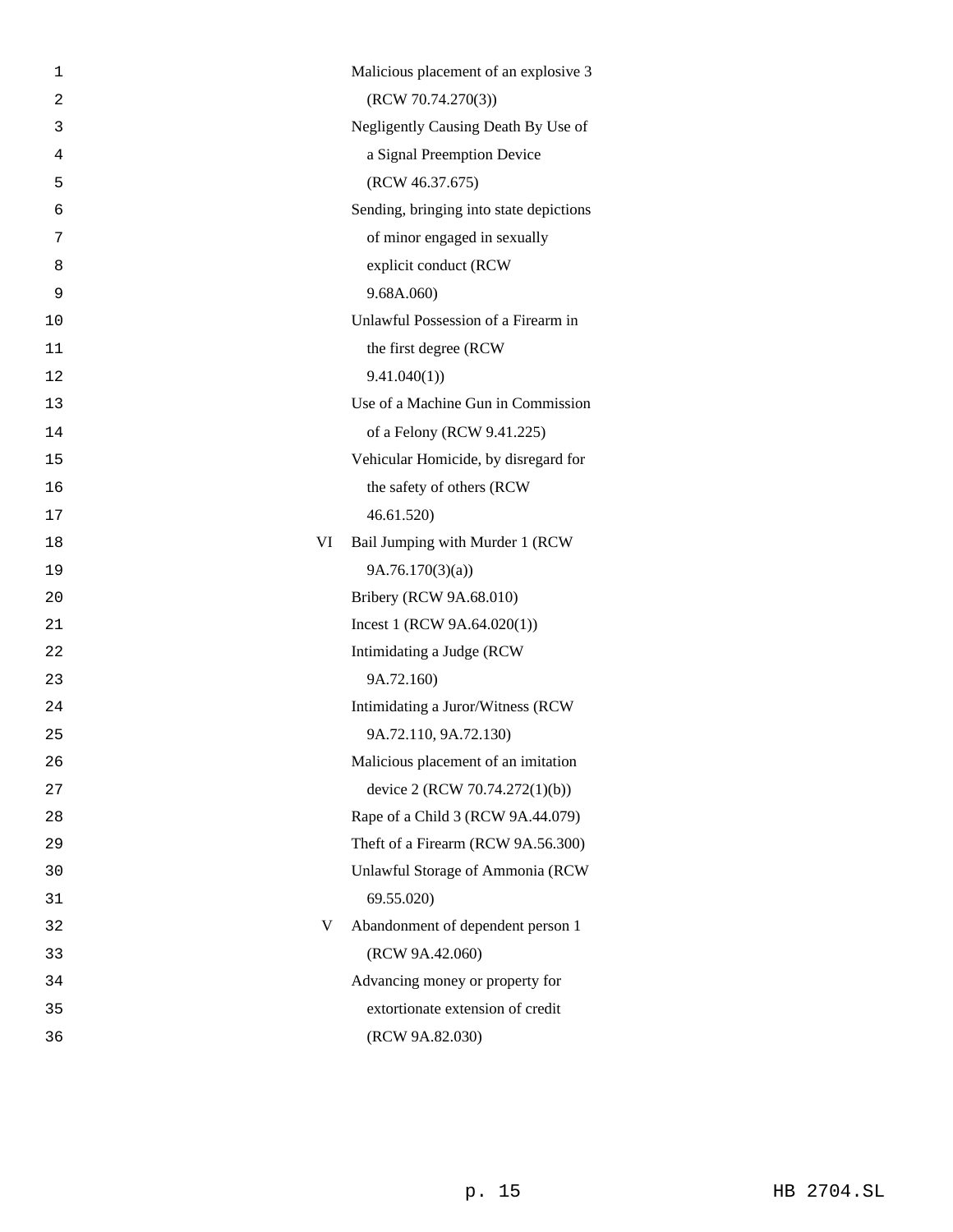| | |
|---|---|
| | Malicious placement of an explosive 3 (RCW 70.74.270(3)) |
| | Negligently Causing Death By Use of a Signal Preemption Device (RCW 46.37.675) |
| | Sending, bringing into state depictions of minor engaged in sexually explicit conduct (RCW 9.68A.060) |
| | Unlawful Possession of a Firearm in the first degree (RCW 9.41.040(1)) |
| | Use of a Machine Gun in Commission of a Felony (RCW 9.41.225) |
| | Vehicular Homicide, by disregard for the safety of others (RCW 46.61.520) |
| VI | Bail Jumping with Murder 1 (RCW 9A.76.170(3)(a)) |
| | Bribery (RCW 9A.68.010) |
| | Incest 1 (RCW 9A.64.020(1)) |
| | Intimidating a Judge (RCW 9A.72.160) |
| | Intimidating a Juror/Witness (RCW 9A.72.110, 9A.72.130) |
| | Malicious placement of an imitation device 2 (RCW 70.74.272(1)(b)) |
| | Rape of a Child 3 (RCW 9A.44.079) |
| | Theft of a Firearm (RCW 9A.56.300) |
| | Unlawful Storage of Ammonia (RCW 69.55.020) |
| V | Abandonment of dependent person 1 (RCW 9A.42.060) |
| | Advancing money or property for extortionate extension of credit (RCW 9A.82.030) |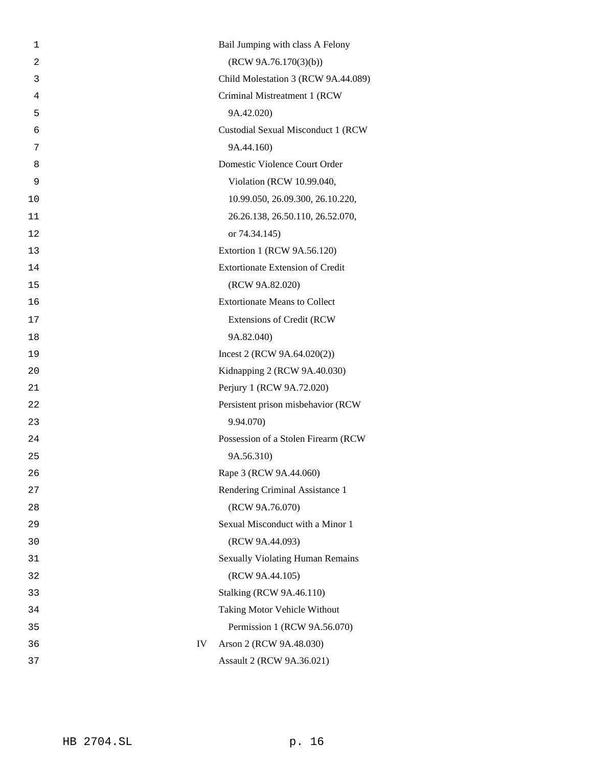Bail Jumping with class A Felony (RCW 9A.76.170(3)(b))

Child Molestation 3 (RCW 9A.44.089)

Criminal Mistreatment 1 (RCW 9A.42.020)

Custodial Sexual Misconduct 1 (RCW 9A.44.160)

Domestic Violence Court Order Violation (RCW 10.99.040, 10.99.050, 26.09.300, 26.10.220, 26.26.138, 26.50.110, 26.52.070, or 74.34.145)

Extortion 1 (RCW 9A.56.120)

Extortionate Extension of Credit (RCW 9A.82.020)

Extortionate Means to Collect Extensions of Credit (RCW 9A.82.040)

Incest 2 (RCW 9A.64.020(2))

Kidnapping 2 (RCW 9A.40.030)

Perjury 1 (RCW 9A.72.020)

Persistent prison misbehavior (RCW 9.94.070)

Possession of a Stolen Firearm (RCW 9A.56.310)

Rape 3 (RCW 9A.44.060)

Rendering Criminal Assistance 1 (RCW 9A.76.070)

Sexual Misconduct with a Minor 1 (RCW 9A.44.093)

Sexually Violating Human Remains (RCW 9A.44.105)

Stalking (RCW 9A.46.110)

Taking Motor Vehicle Without Permission 1 (RCW 9A.56.070)

IV Arson 2 (RCW 9A.48.030)

Assault 2 (RCW 9A.36.021)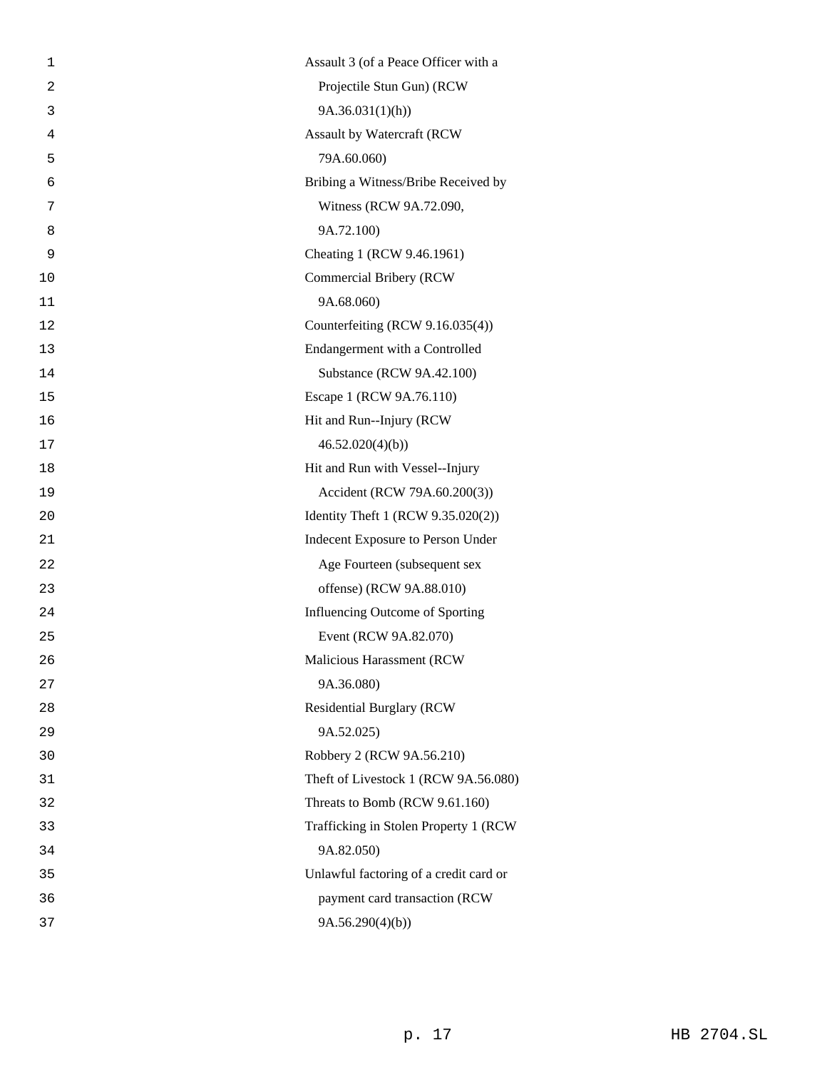Assault 3 (of a Peace Officer with a Projectile Stun Gun) (RCW 9A.36.031(1)(h))

Assault by Watercraft (RCW 79A.60.060)

Bribing a Witness/Bribe Received by Witness (RCW 9A.72.090, 9A.72.100)

Cheating 1 (RCW 9.46.1961)

Commercial Bribery (RCW 9A.68.060)

Counterfeiting (RCW 9.16.035(4))

Endangerment with a Controlled Substance (RCW 9A.42.100)

Escape 1 (RCW 9A.76.110)

Hit and Run--Injury (RCW 46.52.020(4)(b))

Hit and Run with Vessel--Injury Accident (RCW 79A.60.200(3))

Identity Theft 1 (RCW 9.35.020(2))

Indecent Exposure to Person Under Age Fourteen (subsequent sex offense) (RCW 9A.88.010)

Influencing Outcome of Sporting Event (RCW 9A.82.070)

Malicious Harassment (RCW 9A.36.080)

Residential Burglary (RCW 9A.52.025)

Robbery 2 (RCW 9A.56.210)

Theft of Livestock 1 (RCW 9A.56.080)

Threats to Bomb (RCW 9.61.160)

Trafficking in Stolen Property 1 (RCW 9A.82.050)

Unlawful factoring of a credit card or payment card transaction (RCW 9A.56.290(4)(b))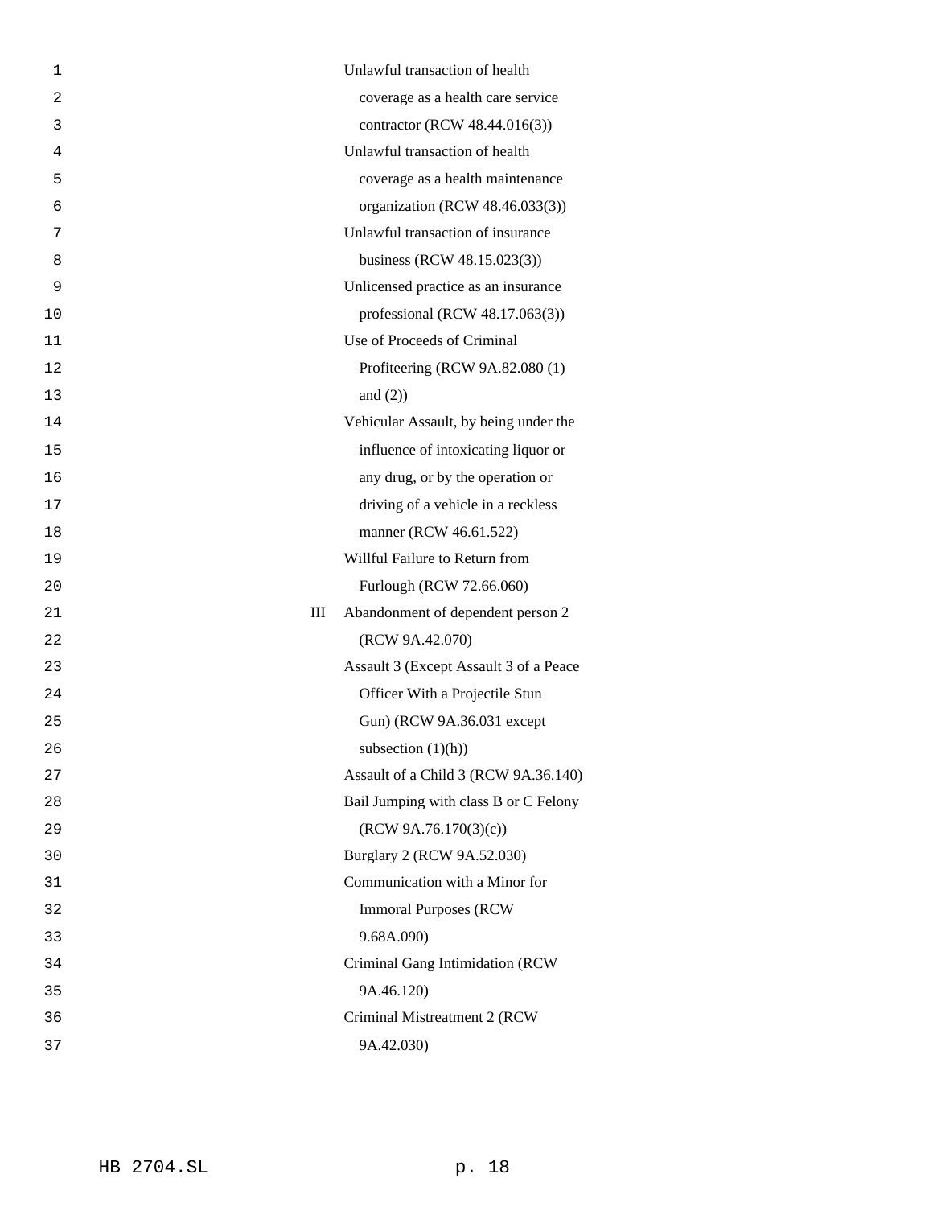Unlawful transaction of health coverage as a health care service contractor (RCW 48.44.016(3))

Unlawful transaction of health coverage as a health maintenance organization (RCW 48.46.033(3))

Unlawful transaction of insurance business (RCW 48.15.023(3))

Unlicensed practice as an insurance professional (RCW 48.17.063(3))

Use of Proceeds of Criminal Profiteering (RCW 9A.82.080 (1) and (2))

Vehicular Assault, by being under the influence of intoxicating liquor or any drug, or by the operation or driving of a vehicle in a reckless manner (RCW 46.61.522)

Willful Failure to Return from Furlough (RCW 72.66.060)

III Abandonment of dependent person 2 (RCW 9A.42.070)

Assault 3 (Except Assault 3 of a Peace Officer With a Projectile Stun Gun) (RCW 9A.36.031 except subsection (1)(h))

Assault of a Child 3 (RCW 9A.36.140)

Bail Jumping with class B or C Felony (RCW 9A.76.170(3)(c))

Burglary 2 (RCW 9A.52.030)

Communication with a Minor for Immoral Purposes (RCW 9.68A.090)

Criminal Gang Intimidation (RCW 9A.46.120)

Criminal Mistreatment 2 (RCW 9A.42.030)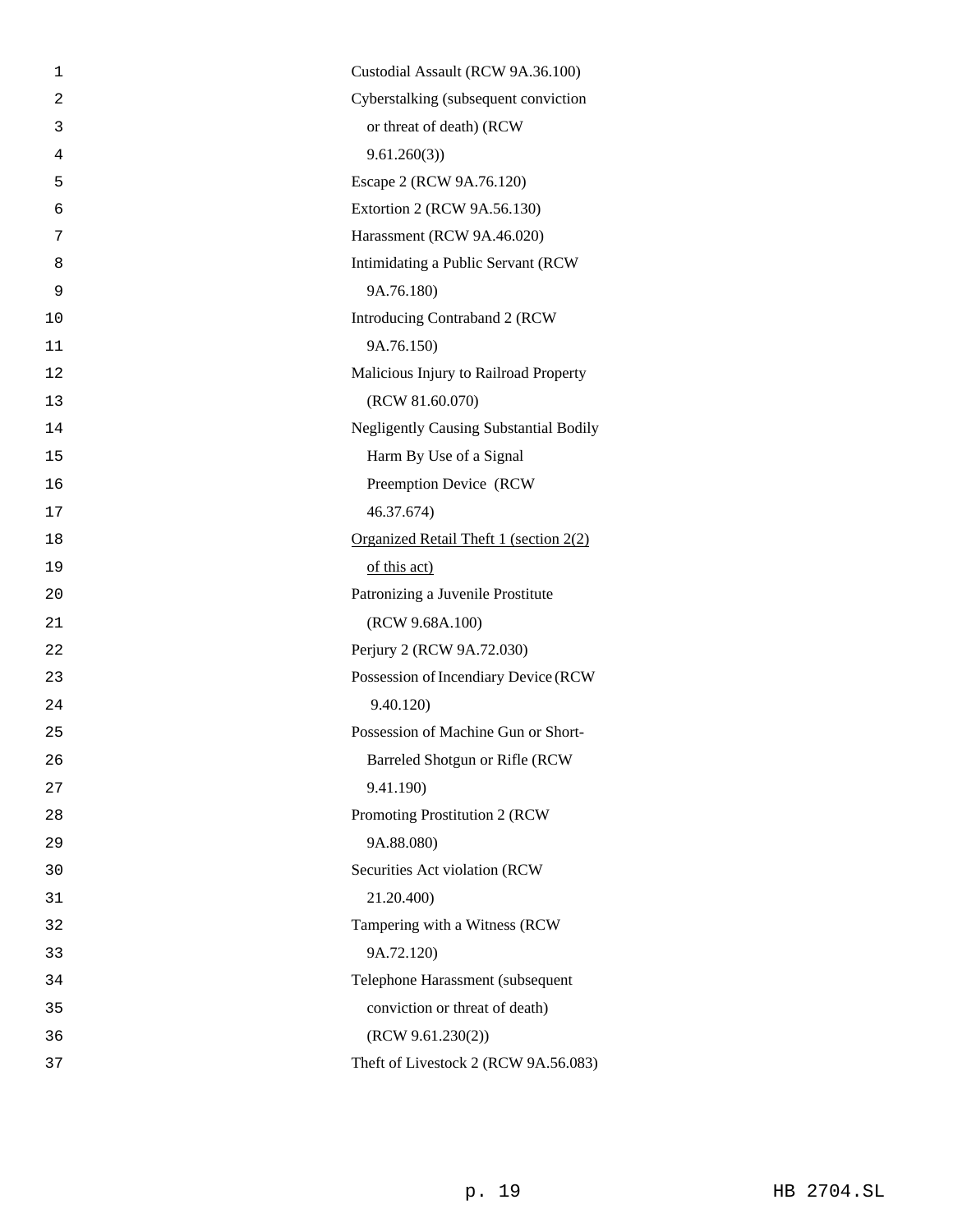Custodial Assault (RCW 9A.36.100)

Cyberstalking (subsequent conviction or threat of death) (RCW 9.61.260(3))

Escape 2 (RCW 9A.76.120)

Extortion 2 (RCW 9A.56.130)

Harassment (RCW 9A.46.020)

Intimidating a Public Servant (RCW 9A.76.180)

Introducing Contraband 2 (RCW 9A.76.150)

Malicious Injury to Railroad Property (RCW 81.60.070)

Negligently Causing Substantial Bodily Harm By Use of a Signal Preemption Device (RCW 46.37.674)

<u>Organized Retail Theft 1 (section 2(2) of this act)</u>

Patronizing a Juvenile Prostitute (RCW 9.68A.100)

Perjury 2 (RCW 9A.72.030)

Possession of Incendiary Device (RCW 9.40.120)

Possession of Machine Gun or Short-Barreled Shotgun or Rifle (RCW 9.41.190)

Promoting Prostitution 2 (RCW 9A.88.080)

Securities Act violation (RCW 21.20.400)

Tampering with a Witness (RCW 9A.72.120)

Telephone Harassment (subsequent conviction or threat of death) (RCW 9.61.230(2))

Theft of Livestock 2 (RCW 9A.56.083)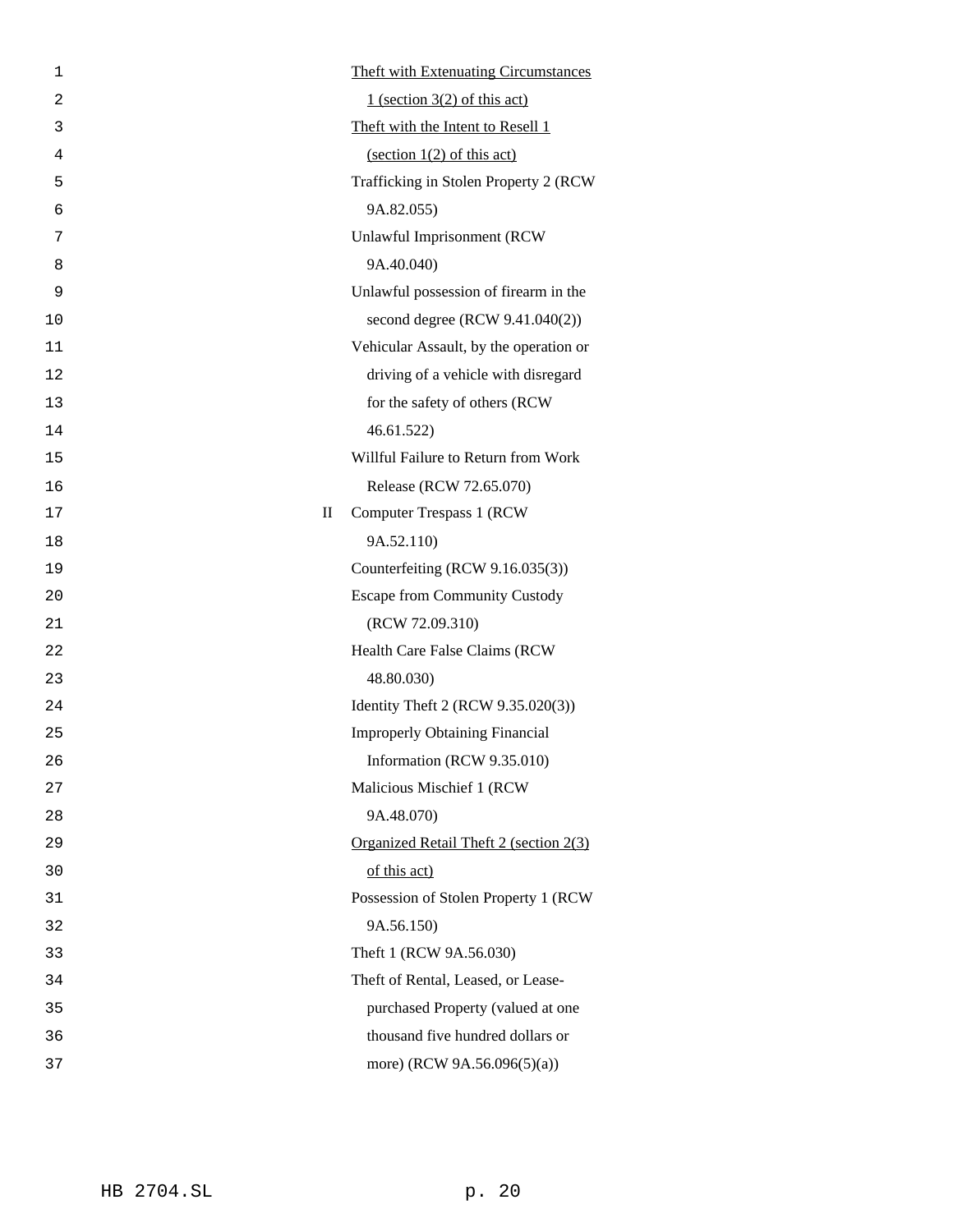Theft with Extenuating Circumstances 1 (section 3(2) of this act)

Theft with the Intent to Resell 1 (section 1(2) of this act)

Trafficking in Stolen Property 2 (RCW 9A.82.055)

Unlawful Imprisonment (RCW 9A.40.040)

Unlawful possession of firearm in the second degree (RCW 9.41.040(2))

Vehicular Assault, by the operation or driving of a vehicle with disregard for the safety of others (RCW 46.61.522)

Willful Failure to Return from Work Release (RCW 72.65.070)

II Computer Trespass 1 (RCW 9A.52.110)

Counterfeiting (RCW 9.16.035(3))

Escape from Community Custody (RCW 72.09.310)

Health Care False Claims (RCW 48.80.030)

Identity Theft 2 (RCW 9.35.020(3))

Improperly Obtaining Financial Information (RCW 9.35.010)

Malicious Mischief 1 (RCW 9A.48.070)

Organized Retail Theft 2 (section 2(3) of this act)

Possession of Stolen Property 1 (RCW 9A.56.150)

Theft 1 (RCW 9A.56.030)

Theft of Rental, Leased, or Lease-purchased Property (valued at one thousand five hundred dollars or more) (RCW 9A.56.096(5)(a))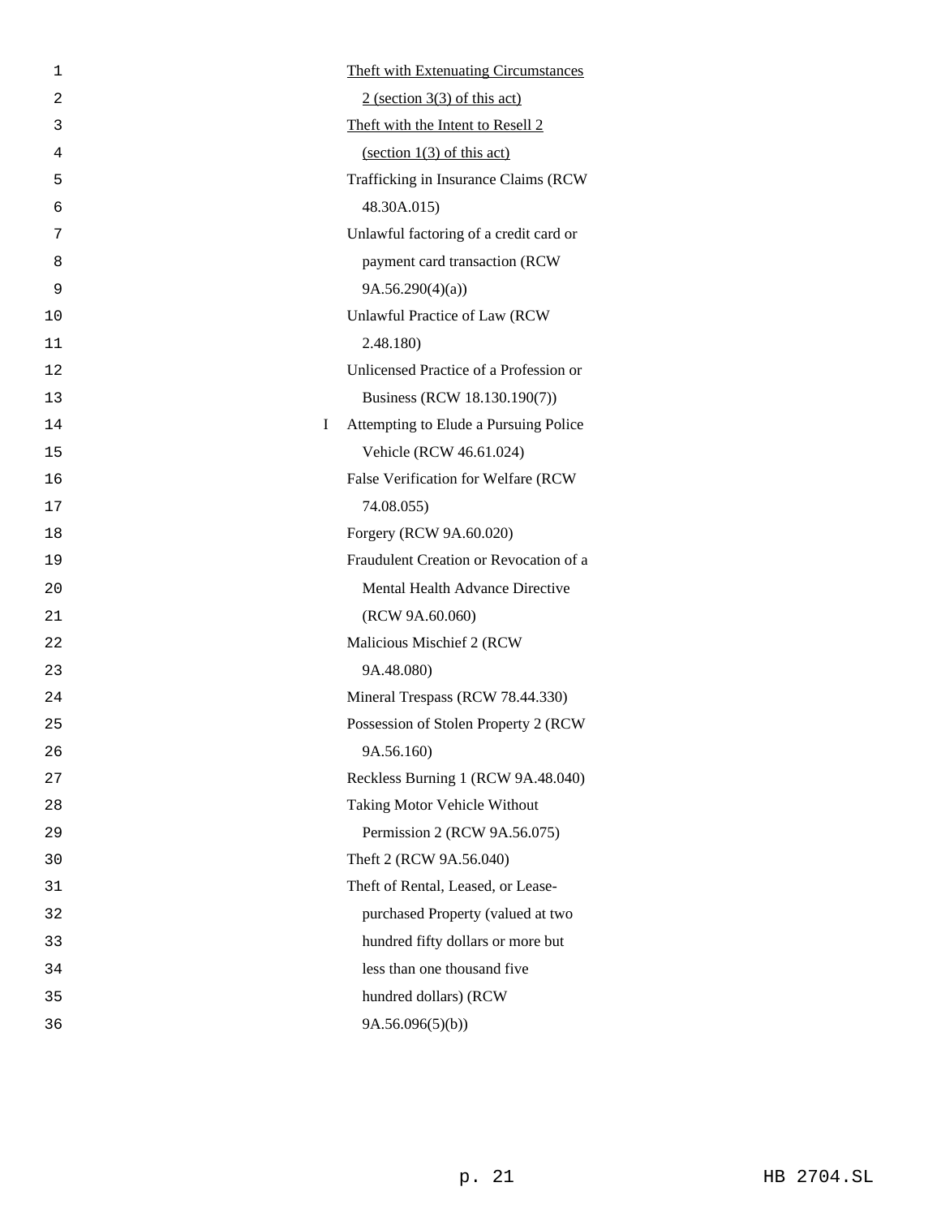<u>Theft with Extenuating Circumstances 2 (section 3(3) of this act)</u>

<u>Theft with the Intent to Resell 2 (section 1(3) of this act)</u>

Trafficking in Insurance Claims (RCW 48.30A.015)

Unlawful factoring of a credit card or payment card transaction (RCW 9A.56.290(4)(a))

Unlawful Practice of Law (RCW 2.48.180)

Unlicensed Practice of a Profession or Business (RCW 18.130.190(7))

I Attempting to Elude a Pursuing Police Vehicle (RCW 46.61.024)

False Verification for Welfare (RCW 74.08.055)

Forgery (RCW 9A.60.020)

Fraudulent Creation or Revocation of a Mental Health Advance Directive (RCW 9A.60.060)

Malicious Mischief 2 (RCW 9A.48.080)

Mineral Trespass (RCW 78.44.330)

Possession of Stolen Property 2 (RCW 9A.56.160)

Reckless Burning 1 (RCW 9A.48.040)

Taking Motor Vehicle Without Permission 2 (RCW 9A.56.075)

Theft 2 (RCW 9A.56.040)

Theft of Rental, Leased, or Lease-purchased Property (valued at two hundred fifty dollars or more but less than one thousand five hundred dollars) (RCW 9A.56.096(5)(b))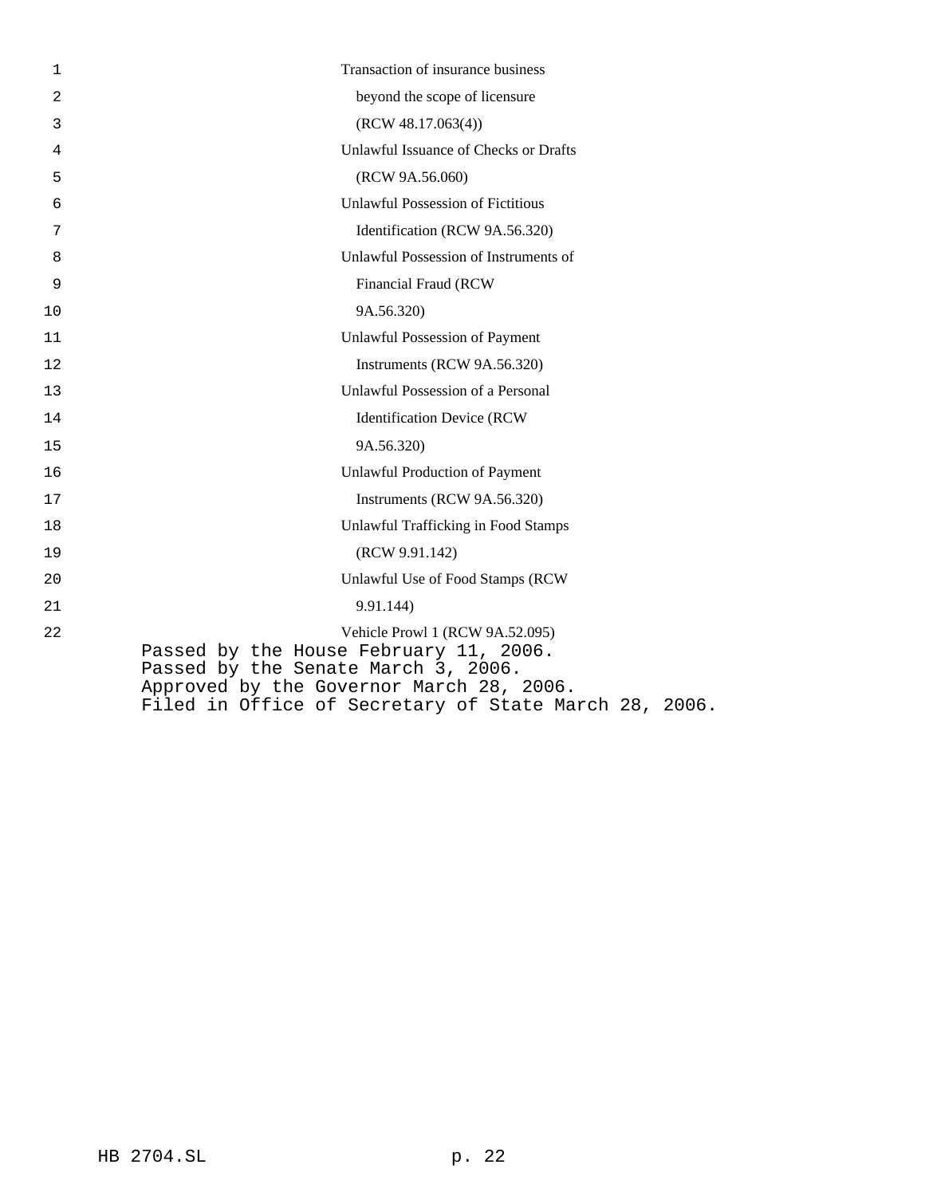Transaction of insurance business beyond the scope of licensure (RCW 48.17.063(4))

Unlawful Issuance of Checks or Drafts (RCW 9A.56.060)

Unlawful Possession of Fictitious Identification (RCW 9A.56.320)

Unlawful Possession of Instruments of Financial Fraud (RCW 9A.56.320)

Unlawful Possession of Payment Instruments (RCW 9A.56.320)

Unlawful Possession of a Personal Identification Device (RCW 9A.56.320)

Unlawful Production of Payment Instruments (RCW 9A.56.320)

Unlawful Trafficking in Food Stamps (RCW 9.91.142)

Unlawful Use of Food Stamps (RCW 9.91.144)

Vehicle Prowl 1 (RCW 9A.52.095)

Passed by the House February 11, 2006.
Passed by the Senate March 3, 2006.
Approved by the Governor March 28, 2006.
Filed in Office of Secretary of State March 28, 2006.